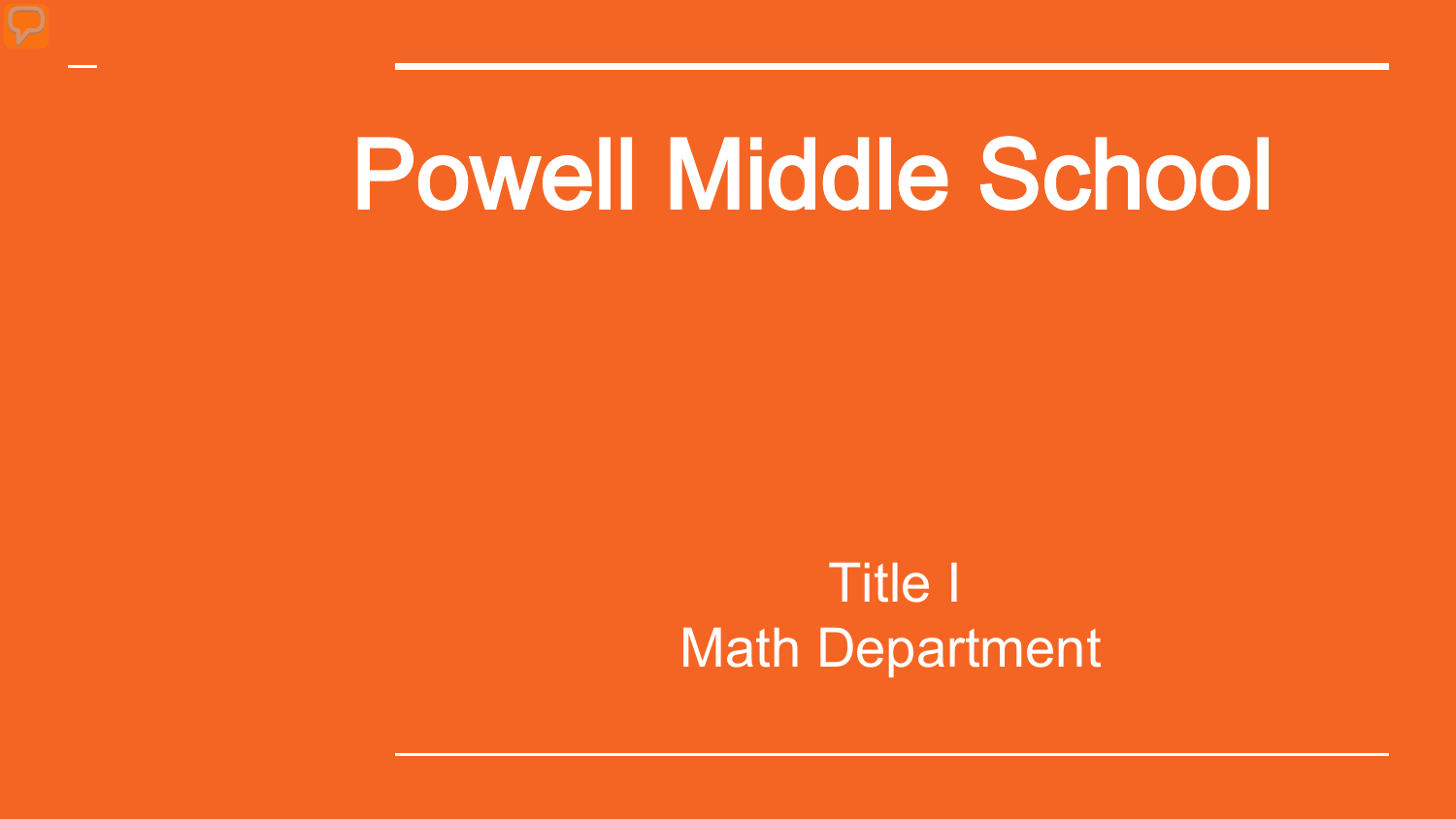# Powell Middle School

Title I
Math Department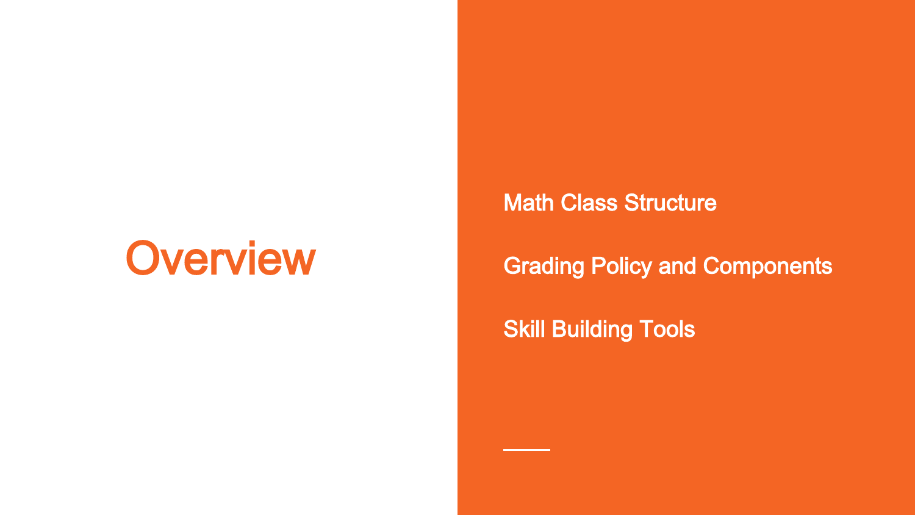# Overview

Math Class Structure

Grading Policy and Components

Skill Building Tools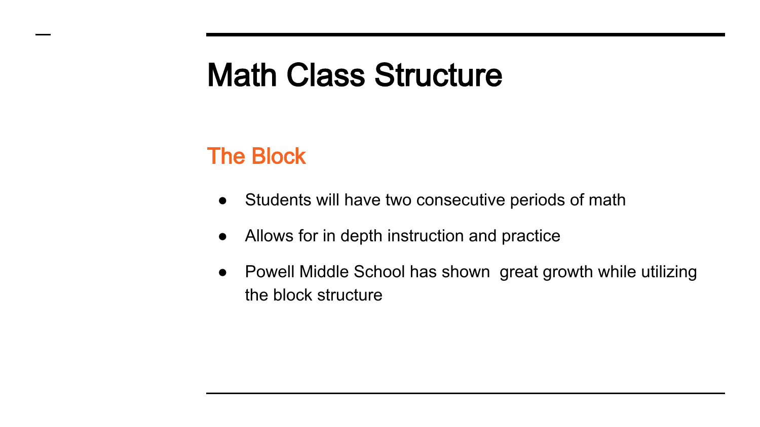# Math Class Structure

## The Block

- Students will have two consecutive periods of math
- Allows for in depth instruction and practice
- Powell Middle School has shown  great growth while utilizing the block structure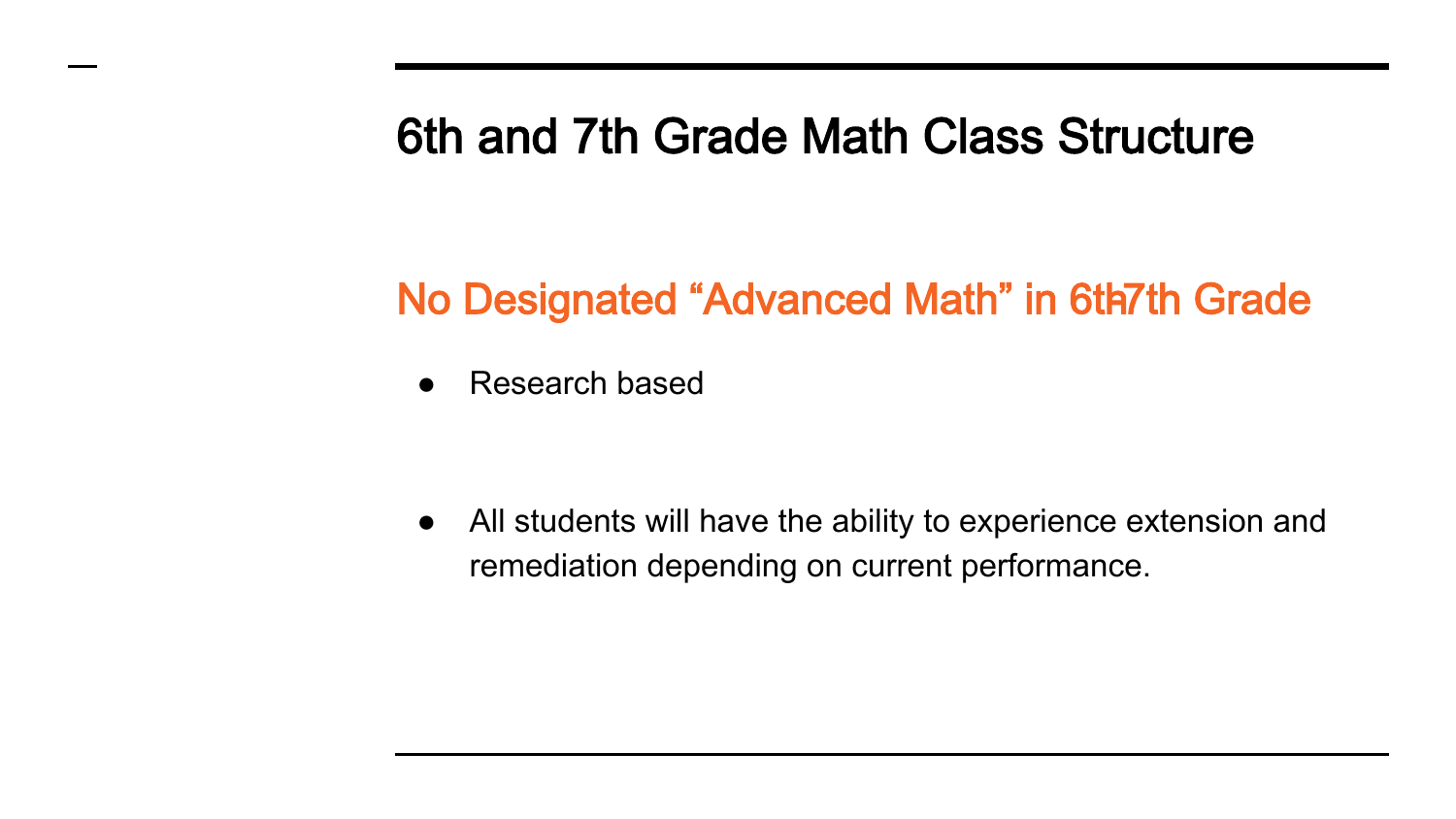# 6th and 7th Grade Math Class Structure

## No Designated "Advanced Math" in 6th-7th Grade

- Research based

- All students will have the ability to experience extension and remediation depending on current performance.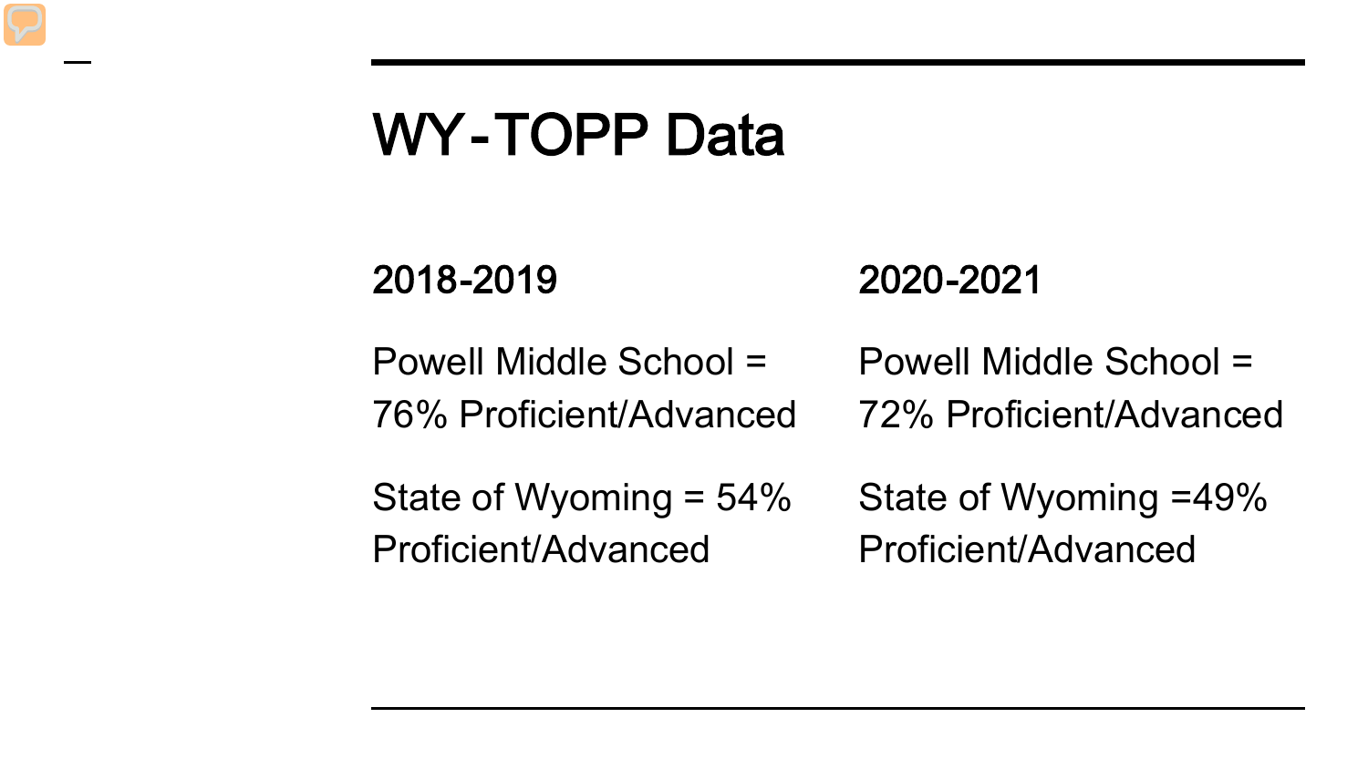# WY-TOPP Data

## 2018-2019

Powell Middle School = 76% Proficient/Advanced

State of Wyoming = 54% Proficient/Advanced

## 2020-2021

Powell Middle School = 72% Proficient/Advanced

State of Wyoming =49% Proficient/Advanced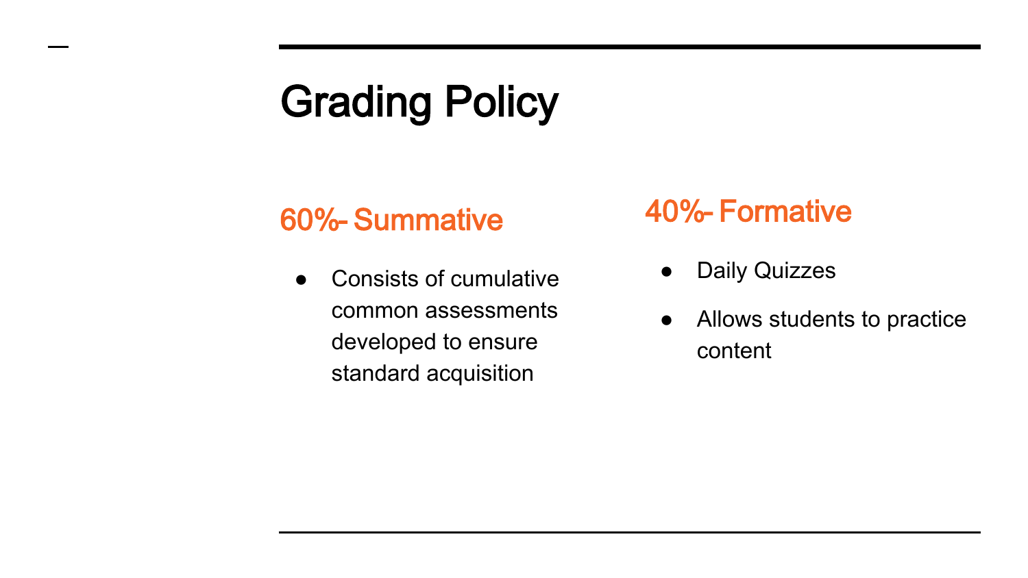# Grading Policy

## 60%- Summative

- Consists of cumulative common assessments developed to ensure standard acquisition

## 40%- Formative

- Daily Quizzes
- Allows students to practice content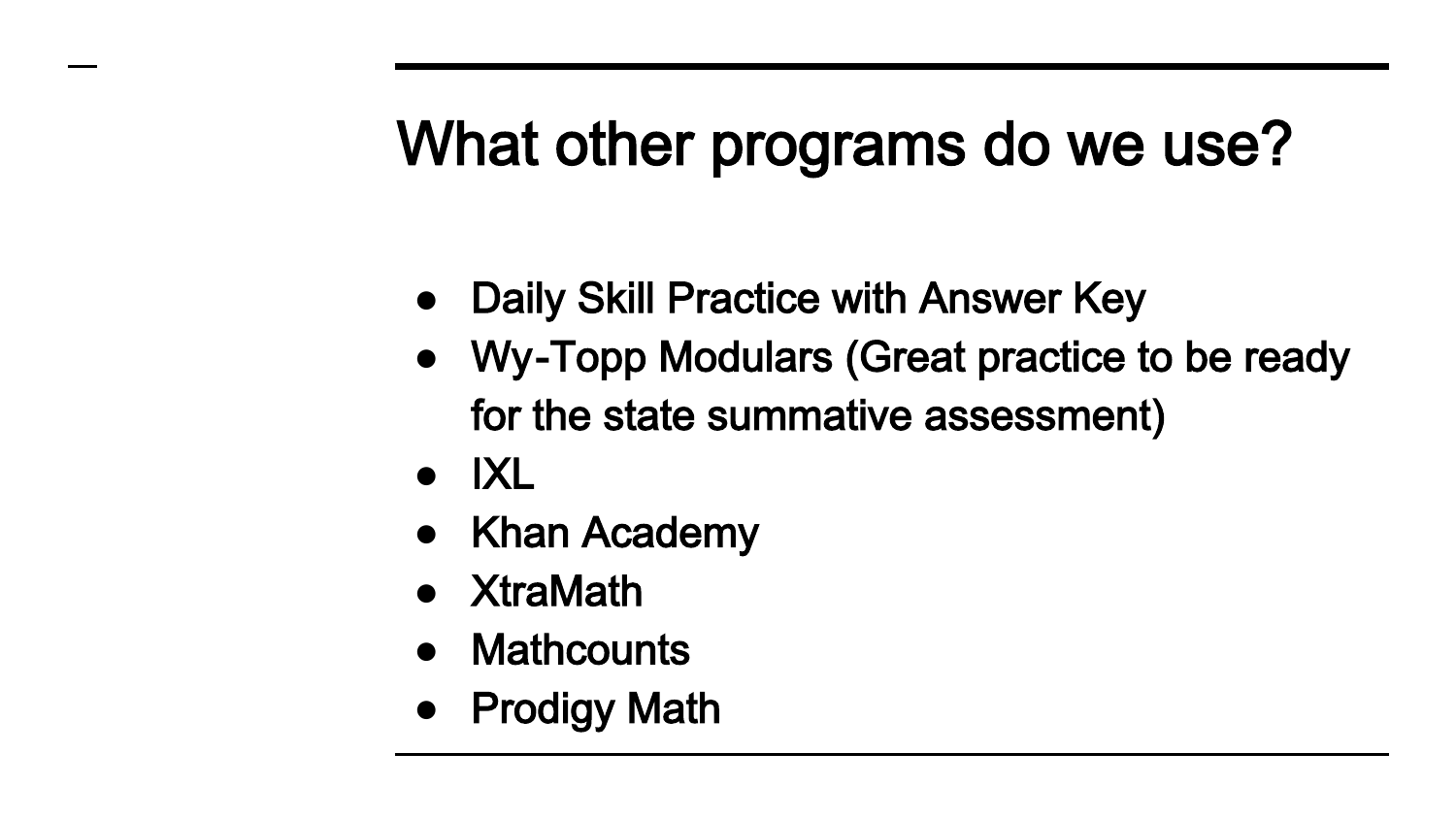# What other programs do we use?

- Daily Skill Practice with Answer Key
- Wy-Topp Modulars (Great practice to be ready for the state summative assessment)
- IXL
- Khan Academy
- XtraMath
- Mathcounts
- Prodigy Math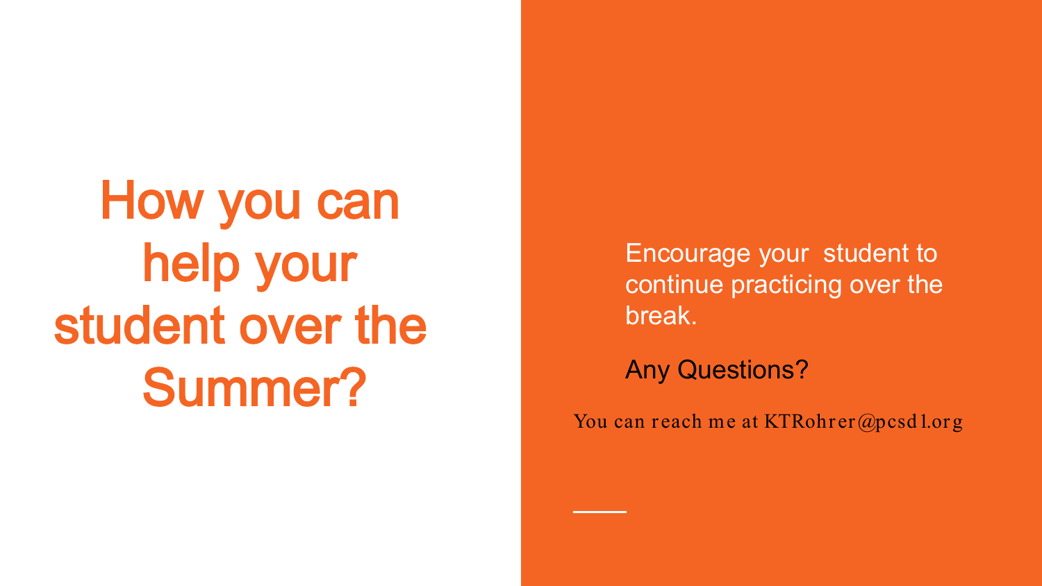# How you can help your student over the Summer?

Encourage your student to continue practicing over the break.

Any Questions?

You can reach me at KTRohrer@pcsd1.org